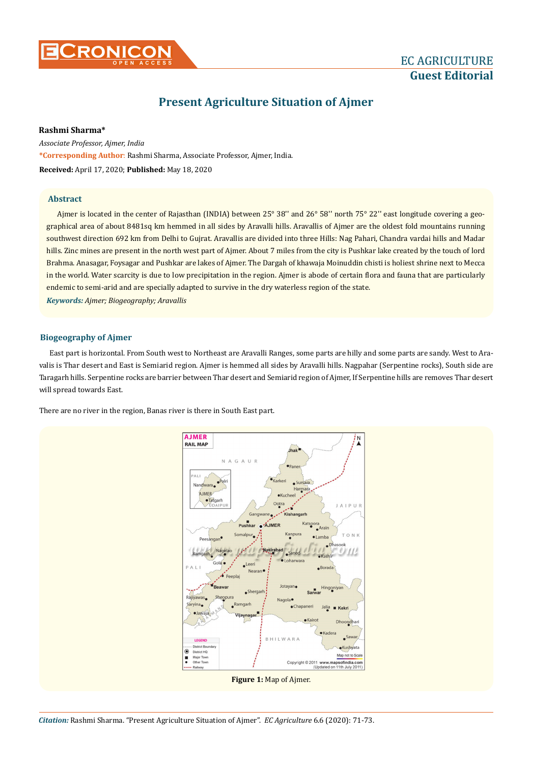# Present Agriculture Situation of Ajmer

**Rashmi Sharma***

*Associate Professor, Ajmer, India*

***Corresponding Author**: Rashmi Sharma, Associate Professor, Ajmer, India.

**Received:** April 17, 2020; **Published:** May 18, 2020

## Abstract

Ajmer is located in the center of Rajasthan (INDIA) between 25° 38'' and 26° 58'' north 75° 22'' east longitude covering a geographical area of about 8481sq km hemmed in all sides by Aravalli hills. Aravallis of Ajmer are the oldest fold mountains running southwest direction 692 km from Delhi to Gujrat. Aravallis are divided into three Hills: Nag Pahari, Chandra vardai hills and Madar hills. Zinc mines are present in the north west part of Ajmer. About 7 miles from the city is Pushkar lake created by the touch of lord Brahma. Anasagar, Foysagar and Pushkar are lakes of Ajmer. The Dargah of khawaja Moinuddin chisti is holiest shrine next to Mecca in the world. Water scarcity is due to low precipitation in the region. Ajmer is abode of certain flora and fauna that are particularly endemic to semi-arid and are specially adapted to survive in the dry waterless region of the state.

***Keywords:*** *Ajmer; Biogeography; Aravallis*

## Biogeography of Ajmer

East part is horizontal. From South west to Northeast are Aravalli Ranges, some parts are hilly and some parts are sandy. West to Aravalis is Thar desert and East is Semiarid region. Ajmer is hemmed all sides by Aravalli hills. Nagpahar (Serpentine rocks), South side are Taragarh hills. Serpentine rocks are barrier between Thar desert and Semiarid region of Ajmer, If Serpentine hills are removes Thar desert will spread towards East.

There are no river in the region, Banas river is there in South East part.

**Figure 1:** Map of Ajmer.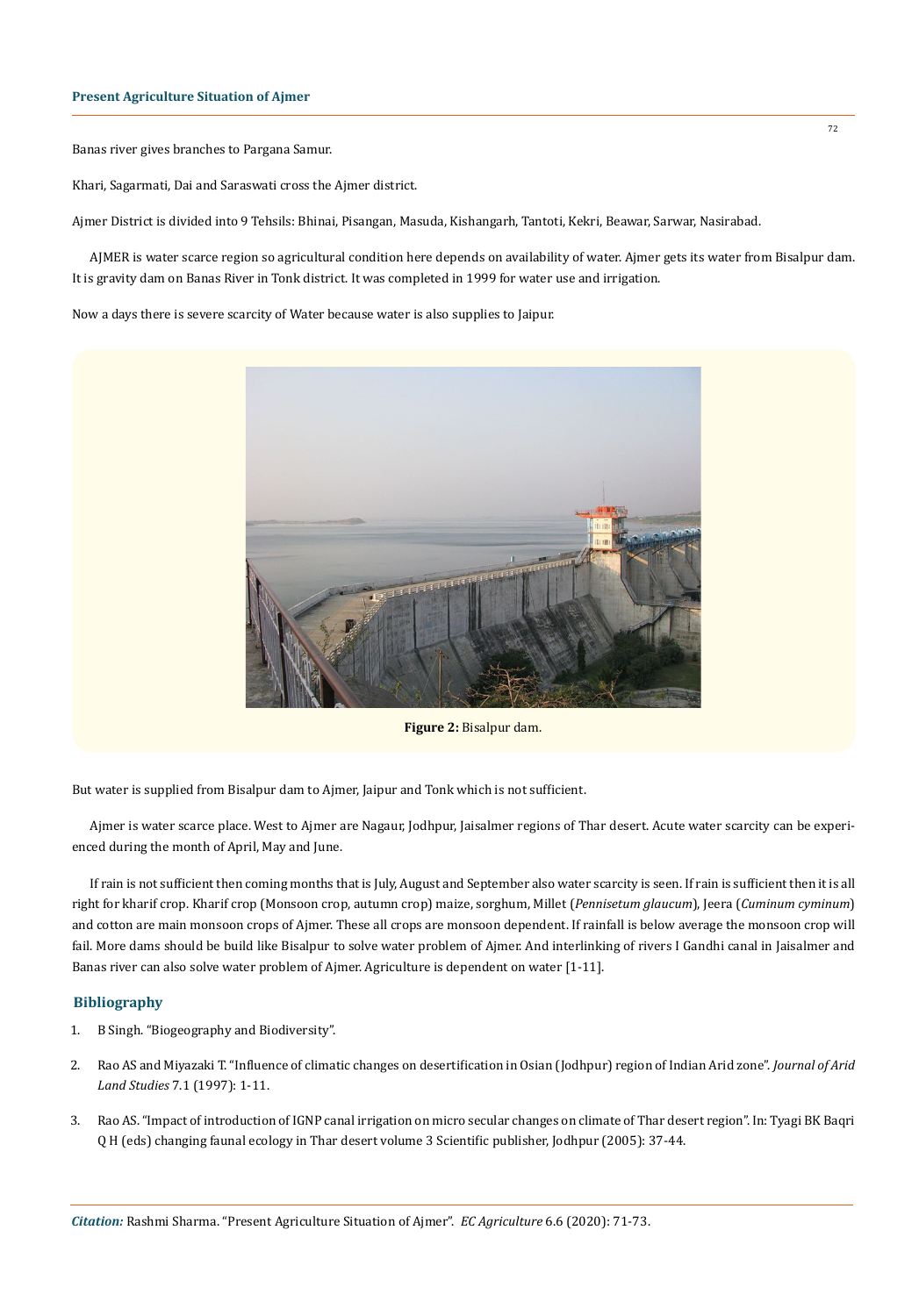Banas river gives branches to Pargana Samur.

Khari, Sagarmati, Dai and Saraswati cross the Ajmer district.

Ajmer District is divided into 9 Tehsils: Bhinai, Pisangan, Masuda, Kishangarh, Tantoti, Kekri, Beawar, Sarwar, Nasirabad.

AJMER is water scarce region so agricultural condition here depends on availability of water. Ajmer gets its water from Bisalpur dam. It is gravity dam on Banas River in Tonk district. It was completed in 1999 for water use and irrigation.

Now a days there is severe scarcity of Water because water is also supplies to Jaipur.

**Figure 2:** Bisalpur dam.

But water is supplied from Bisalpur dam to Ajmer, Jaipur and Tonk which is not sufficient.

Ajmer is water scarce place. West to Ajmer are Nagaur, Jodhpur, Jaisalmer regions of Thar desert. Acute water scarcity can be experienced during the month of April, May and June.

If rain is not sufficient then coming months that is July, August and September also water scarcity is seen. If rain is sufficient then it is all right for kharif crop. Kharif crop (Monsoon crop, autumn crop) maize, sorghum, Millet (*Pennisetum glaucum*), Jeera (*Cuminum cyminum*) and cotton are main monsoon crops of Ajmer. These all crops are monsoon dependent. If rainfall is below average the monsoon crop will fail. More dams should be build like Bisalpur to solve water problem of Ajmer. And interlinking of rivers I Gandhi canal in Jaisalmer and Banas river can also solve water problem of Ajmer. Agriculture is dependent on water [1-11].

## Bibliography

1. B Singh. "Biogeography and Biodiversity".
2. Rao AS and Miyazaki T. "Influence of climatic changes on desertification in Osian (Jodhpur) region of Indian Arid zone". *Journal of Arid Land Studies* 7.1 (1997): 1-11.
3. Rao AS. "Impact of introduction of IGNP canal irrigation on micro secular changes on climate of Thar desert region". In: Tyagi BK Baqri Q H (eds) changing faunal ecology in Thar desert volume 3 Scientific publisher, Jodhpur (2005): 37-44.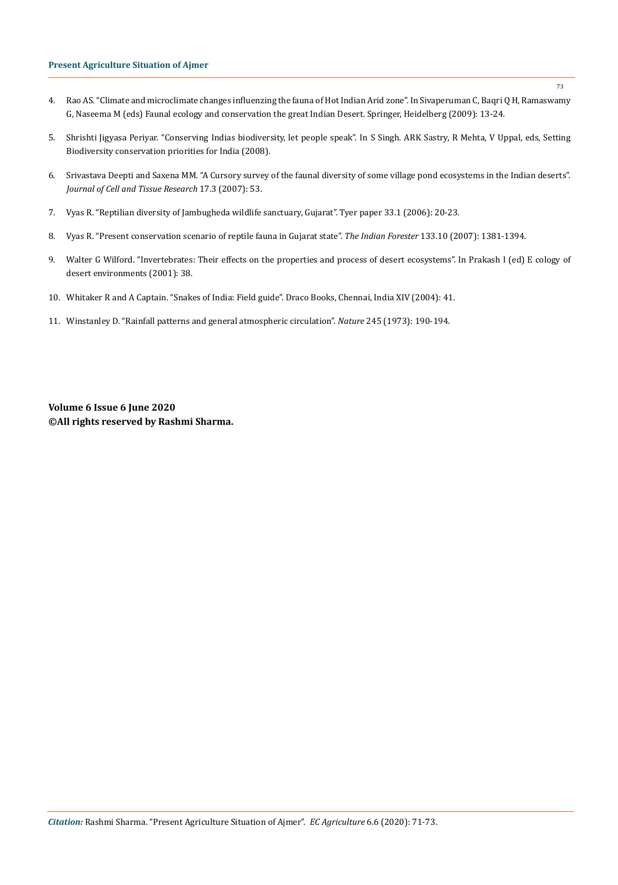4. Rao AS. "Climate and microclimate changes influenzing the fauna of Hot Indian Arid zone". In Sivaperuman C, Baqri Q H, Ramaswamy G, Naseema M (eds) Faunal ecology and conservation the great Indian Desert. Springer, Heidelberg (2009): 13-24.

5. Shrishti Jigyasa Periyar. "Conserving Indias biodiversity, let people speak". In S Singh. ARK Sastry, R Mehta, V Uppal, eds, Setting Biodiversity conservation priorities for India (2008).

6. Srivastava Deepti and Saxena MM. "A Cursory survey of the faunal diversity of some village pond ecosystems in the Indian deserts". *Journal of Cell and Tissue Research* 17.3 (2007): 53.

7. Vyas R. "Reptilian diversity of Jambugheda wildlife sanctuary, Gujarat". Tyer paper 33.1 (2006): 20-23.

8. Vyas R. "Present conservation scenario of reptile fauna in Gujarat state". *The Indian Forester* 133.10 (2007): 1381-1394.

9. Walter G Wilford. "Invertebrates: Their effects on the properties and process of desert ecosystems". In Prakash I (ed) E cology of desert environments (2001): 38.

10. Whitaker R and A Captain. "Snakes of India: Field guide". Draco Books, Chennai, India XIV (2004): 41.

11. Winstanley D. "Rainfall patterns and general atmospheric circulation". *Nature* 245 (1973): 190-194.

**Volume 6 Issue 6 June 2020**
**©All rights reserved by Rashmi Sharma.**